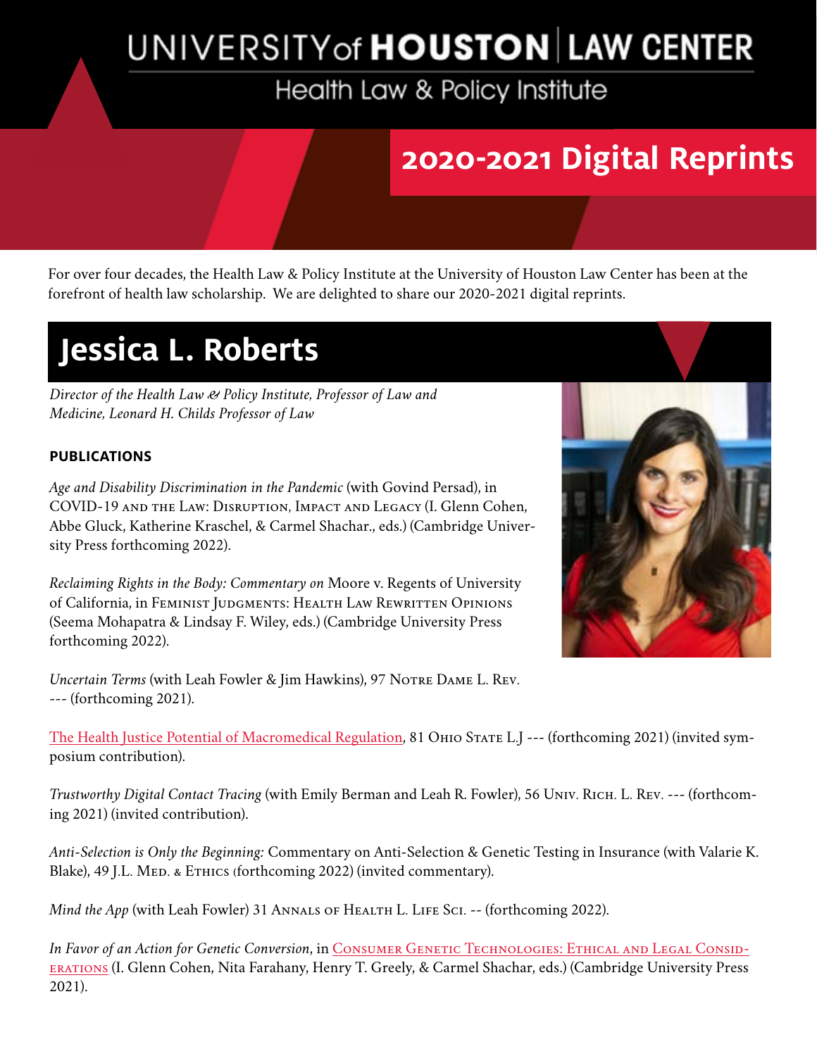# UNIVERSITY of HOUSTON | LAW CENTER

Health Law & Policy Institute

## 2020-2021 Digital Reprints

For over four decades, the Health Law & Policy Institute at the University of Houston Law Center has been at the forefront of health law scholarship. We are delighted to share our 2020-2021 digital reprints.

# Jessica L. Roberts

*Director of the Health Law & Policy Institute, Professor of Law and Medicine, Leonard H. Childs Professor of Law*

**PUBLICATIONS**

*Age and Disability Discrimination in the Pandemic* (with Govind Persad), in COVID-19 and the Law: Disruption, Impact and Legacy (I. Glenn Cohen, Abbe Gluck, Katherine Kraschel, & Carmel Shachar., eds.) (Cambridge University Press forthcoming 2022).

*Reclaiming Rights in the Body: Commentary on* Moore v. Regents of University of California, in Feminist Judgments: Health Law Rewritten Opinions (Seema Mohapatra & Lindsay F. Wiley, eds.) (Cambridge University Press forthcoming 2022).

*Uncertain Terms* (with Leah Fowler & Jim Hawkins), 97 Notre Dame L. Rev. --- (forthcoming 2021).

The Health Justice Potential of Macromedical Regulation, 81 Ohio State L.J --- (forthcoming 2021) (invited symposium contribution).

*Trustworthy Digital Contact Tracing* (with Emily Berman and Leah R. Fowler), 56 Univ. Rich. L. Rev. --- (forthcoming 2021) (invited contribution).

*Anti-Selection is Only the Beginning:* Commentary on Anti-Selection & Genetic Testing in Insurance (with Valarie K. Blake), 49 J.L. Med. & Ethics (forthcoming 2022) (invited commentary).

*Mind the App* (with Leah Fowler) 31 Annals of Health L. Life Sci. -- (forthcoming 2022).

*In Favor of an Action for Genetic Conversion*, in Consumer Genetic Technologies: Ethical and Legal Considerations (I. Glenn Cohen, Nita Farahany, Henry T. Greely, & Carmel Shachar, eds.) (Cambridge University Press 2021).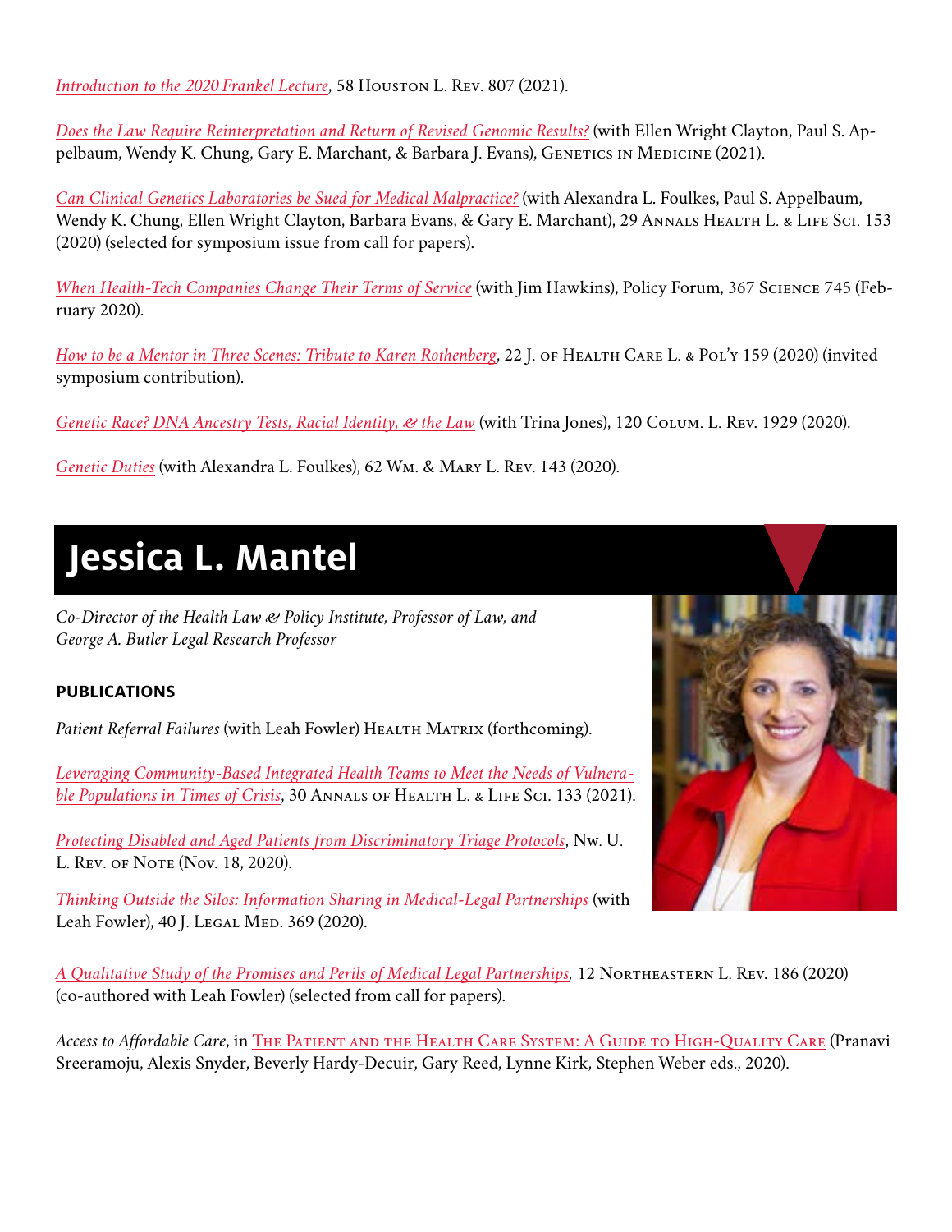*Introduction to the 2020 Frankel Lecture*, 58 Houston L. Rev. 807 (2021).

*Does the Law Require Reinterpretation and Return of Revised Genomic Results?* (with Ellen Wright Clayton, Paul S. Appelbaum, Wendy K. Chung, Gary E. Marchant, & Barbara J. Evans), Genetics in Medicine (2021).

*Can Clinical Genetics Laboratories be Sued for Medical Malpractice?* (with Alexandra L. Foulkes, Paul S. Appelbaum, Wendy K. Chung, Ellen Wright Clayton, Barbara Evans, & Gary E. Marchant), 29 Annals Health L. & Life Sci. 153 (2020) (selected for symposium issue from call for papers).

*When Health-Tech Companies Change Their Terms of Service* (with Jim Hawkins), Policy Forum, 367 Science 745 (February 2020).

*How to be a Mentor in Three Scenes: Tribute to Karen Rothenberg*, 22 J. of Health Care L. & Pol'y 159 (2020) (invited symposium contribution).

*Genetic Race? DNA Ancestry Tests, Racial Identity, & the Law* (with Trina Jones), 120 Colum. L. Rev. 1929 (2020).

*Genetic Duties* (with Alexandra L. Foulkes), 62 Wm. & Mary L. Rev. 143 (2020).

# Jessica L. Mantel

*Co-Director of the Health Law & Policy Institute, Professor of Law, and George A. Butler Legal Research Professor*

## PUBLICATIONS

*Patient Referral Failures* (with Leah Fowler) Health Matrix (forthcoming).

*Leveraging Community-Based Integrated Health Teams to Meet the Needs of Vulnerable Populations in Times of Crisis*, 30 Annals of Health L. & Life Sci. 133 (2021).

*Protecting Disabled and Aged Patients from Discriminatory Triage Protocols*, Nw. U. L. Rev. of Note (Nov. 18, 2020).

*Thinking Outside the Silos: Information Sharing in Medical-Legal Partnerships* (with Leah Fowler), 40 J. Legal Med. 369 (2020).

*A Qualitative Study of the Promises and Perils of Medical Legal Partnerships*, 12 Northeastern L. Rev. 186 (2020) (co-authored with Leah Fowler) (selected from call for papers).

*Access to Affordable Care*, in The Patient and the Health Care System: A Guide to High-Quality Care (Pranavi Sreeramoju, Alexis Snyder, Beverly Hardy-Decuir, Gary Reed, Lynne Kirk, Stephen Weber eds., 2020).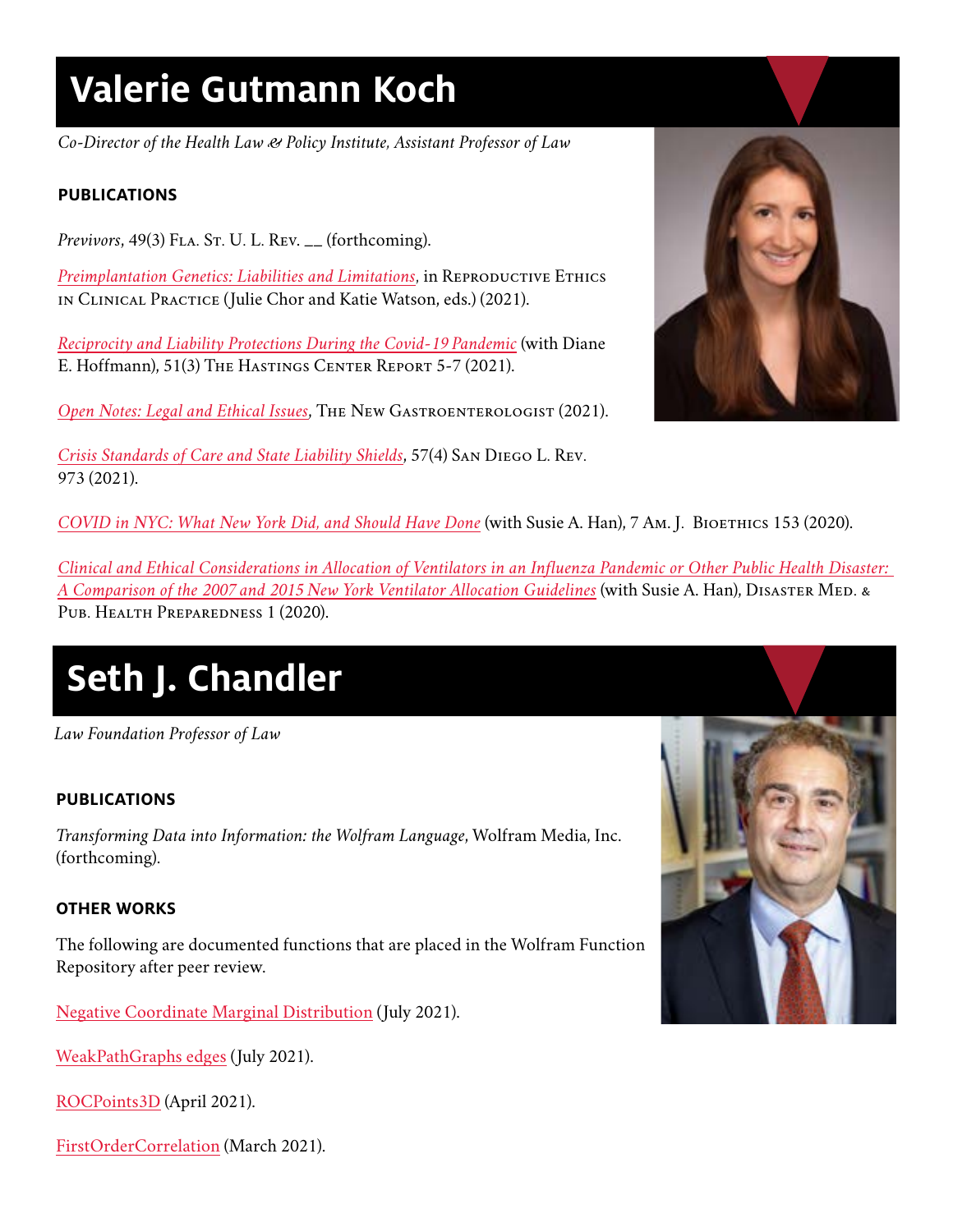# Valerie Gutmann Koch

*Co-Director of the Health Law & Policy Institute, Assistant Professor of Law*

### PUBLICATIONS

*Previvors*, 49(3) Fla. St. U. L. Rev. __ (forthcoming).

*Preimplantation Genetics: Liabilities and Limitations*, in Reproductive Ethics in Clinical Practice (Julie Chor and Katie Watson, eds.) (2021).

*Reciprocity and Liability Protections During the Covid-19 Pandemic* (with Diane E. Hoffmann), 51(3) The Hastings Center Report 5-7 (2021).

*Open Notes: Legal and Ethical Issues*, The New Gastroenterologist (2021).

*Crisis Standards of Care and State Liability Shields*, 57(4) San Diego L. Rev. 973 (2021).

*COVID in NYC: What New York Did, and Should Have Done* (with Susie A. Han), 7 Am. J. Bioethics 153 (2020).

*Clinical and Ethical Considerations in Allocation of Ventilators in an Influenza Pandemic or Other Public Health Disaster: A Comparison of the 2007 and 2015 New York Ventilator Allocation Guidelines* (with Susie A. Han), Disaster Med. & Pub. Health Preparedness 1 (2020).

# Seth J. Chandler

*Law Foundation Professor of Law*

### PUBLICATIONS

*Transforming Data into Information: the Wolfram Language*, Wolfram Media, Inc. (forthcoming).

### OTHER WORKS

The following are documented functions that are placed in the Wolfram Function Repository after peer review.

Negative Coordinate Marginal Distribution (July 2021).

WeakPathGraphs edges (July 2021).

ROCPoints3D (April 2021).

FirstOrderCorrelation (March 2021).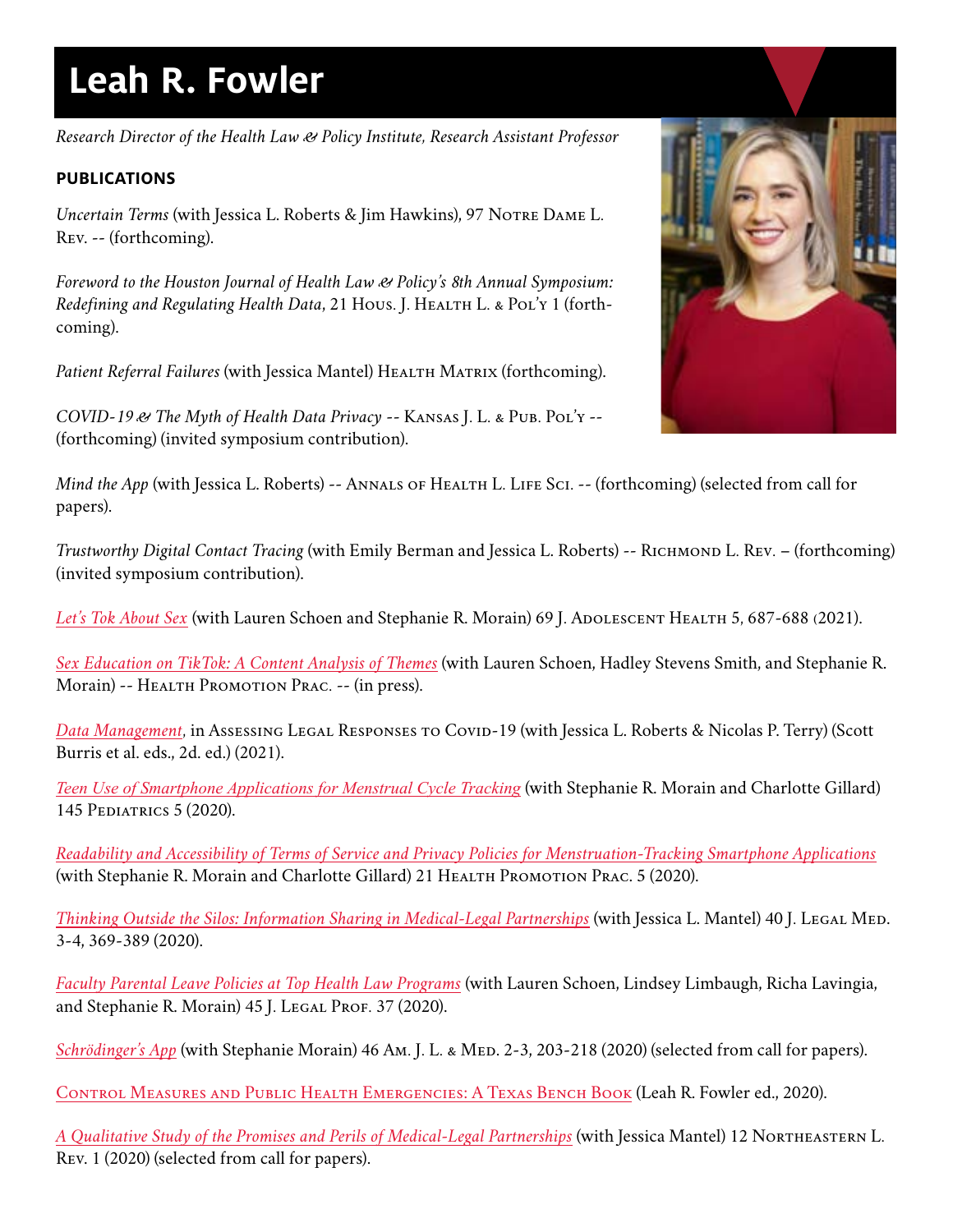# Leah R. Fowler

*Research Director of the Health Law & Policy Institute, Research Assistant Professor*

## PUBLICATIONS

*Uncertain Terms* (with Jessica L. Roberts & Jim Hawkins), 97 Notre Dame L. Rev. -- (forthcoming).

*Foreword to the Houston Journal of Health Law & Policy's 8th Annual Symposium: Redefining and Regulating Health Data*, 21 Hous. J. Health L. & Pol'y 1 (forthcoming).

*Patient Referral Failures* (with Jessica Mantel) Health Matrix (forthcoming).

*COVID-19 & The Myth of Health Data Privacy* -- Kansas J. L. & Pub. Pol'y -- (forthcoming) (invited symposium contribution).

*Mind the App* (with Jessica L. Roberts) -- Annals of Health L. Life Sci. -- (forthcoming) (selected from call for papers).

*Trustworthy Digital Contact Tracing* (with Emily Berman and Jessica L. Roberts) -- Richmond L. Rev. – (forthcoming) (invited symposium contribution).

*Let's Tok About Sex* (with Lauren Schoen and Stephanie R. Morain) 69 J. Adolescent Health 5, 687-688 (2021).

*Sex Education on TikTok: A Content Analysis of Themes* (with Lauren Schoen, Hadley Stevens Smith, and Stephanie R. Morain) -- Health Promotion Prac. -- (in press).

*Data Management*, in Assessing Legal Responses to Covid-19 (with Jessica L. Roberts & Nicolas P. Terry) (Scott Burris et al. eds., 2d. ed.) (2021).

*Teen Use of Smartphone Applications for Menstrual Cycle Tracking* (with Stephanie R. Morain and Charlotte Gillard) 145 Pediatrics 5 (2020).

*Readability and Accessibility of Terms of Service and Privacy Policies for Menstruation-Tracking Smartphone Applications* (with Stephanie R. Morain and Charlotte Gillard) 21 Health Promotion Prac. 5 (2020).

*Thinking Outside the Silos: Information Sharing in Medical-Legal Partnerships* (with Jessica L. Mantel) 40 J. Legal Med. 3-4, 369-389 (2020).

*Faculty Parental Leave Policies at Top Health Law Programs* (with Lauren Schoen, Lindsey Limbaugh, Richa Lavingia, and Stephanie R. Morain) 45 J. Legal Prof. 37 (2020).

*Schrödinger's App* (with Stephanie Morain) 46 Am. J. L. & Med. 2-3, 203-218 (2020) (selected from call for papers).

Control Measures and Public Health Emergencies: A Texas Bench Book (Leah R. Fowler ed., 2020).

*A Qualitative Study of the Promises and Perils of Medical-Legal Partnerships* (with Jessica Mantel) 12 Northeastern L. Rev. 1 (2020) (selected from call for papers).